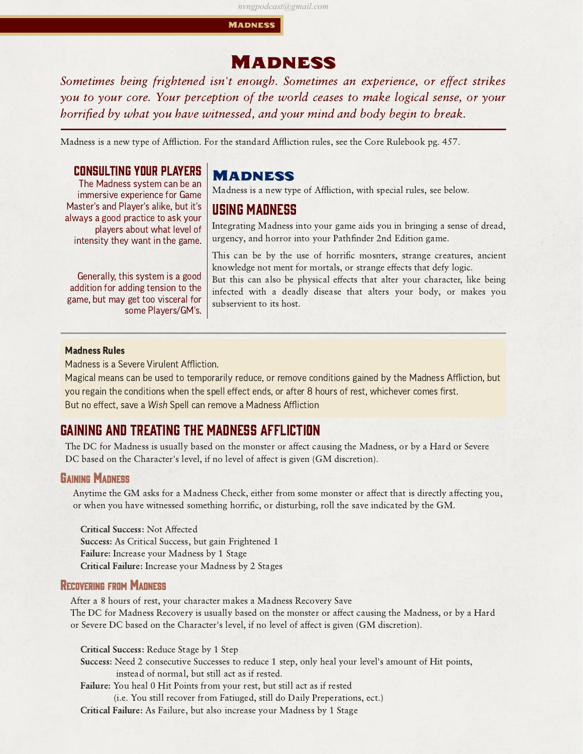# Madness

*Sometimes being frightened isn't enough. Sometimes an experience, or effect strikes you to your core. Your perception of the world ceases to make logical sense, or your horrified by what you have witnessed, and your mind and body begin to break.*

Madness is a new type of Affliction. For the standard Affliction rules, see the Core Rulebook pg. 457.

### Consulting Your Players

The Madness system can be an immersive experience for Game Master's and Player's alike, but it's always a good practice to ask your players about what level of intensity they want in the game.

Generally, this system is a good addition for adding tension to the game, but may get too visceral for some Players/GM's.

## Madness

Madness is a new type of Affliction, with special rules, see below.

### Using Madness

Integrating Madness into your game aids you in bringing a sense of dread, urgency, and horror into your Pathfinder 2nd Edition game.

This can be by the use of horrific mosnters, strange creatures, ancient knowledge not ment for mortals, or strange effects that defy logic.
But this can also be physical effects that alter your character, like being infected with a deadly disease that alters your body, or makes you subservient to its host.

**Madness Rules**

Madness is a Severe Virulent Affliction.
Magical means can be used to temporarily reduce, or remove conditions gained by the Madness Affliction, but you regain the conditions when the spell effect ends, or after 8 hours of rest, whichever comes first.
But no effect, save a *Wish* Spell can remove a Madness Affliction

## Gaining and Treating the Madness Affliction

The DC for Madness is usually based on the monster or affect causing the Madness, or by a Hard or Severe DC based on the Character's level, if no level of affect is given (GM discretion).

### Gaining Madness

Anytime the GM asks for a Madness Check, either from some monster or affect that is directly affecting you, or when you have witnessed something horrific, or disturbing, roll the save indicated by the GM.

**Critical Success:** Not Affected
**Success:** As Critical Success, but gain Frightened 1
**Failure:** Increase your Madness by 1 Stage
**Critical Failure:** Increase your Madness by 2 Stages

### Recovering from Madness

After a 8 hours of rest, your character makes a Madness Recovery Save
The DC for Madness Recovery is usually based on the monster or affect causing the Madness, or by a Hard or Severe DC based on the Character's level, if no level of affect is given (GM discretion).

**Critical Success:** Reduce Stage by 1 Step
**Success:** Need 2 consecutive Successes to reduce 1 step, only heal your level's amount of Hit points, instead of normal, but still act as if rested.
**Failure:** You heal 0 Hit Points from your rest, but still act as if rested (i.e. You still recover from Fatiuged, still do Daily Preperations, ect.)
**Critical Failure:** As Failure, but also increase your Madness by 1 Stage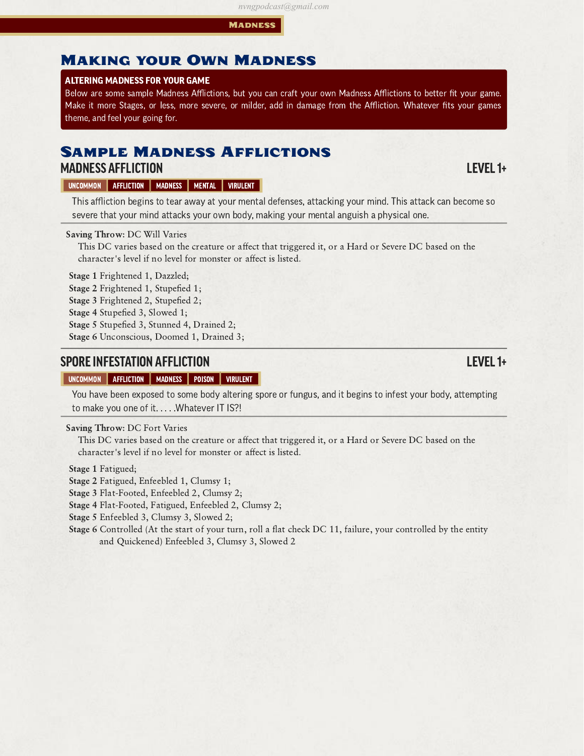# Making your Own Madness

**ALTERING MADNESS FOR YOUR GAME**

Below are some sample Madness Afflictions, but you can craft your own Madness Afflictions to better fit your game. Make it more Stages, or less, more severe, or milder, add in damage from the Affliction. Whatever fits your games theme, and feel your going for.

# Sample Madness Afflictions

## MADNESS AFFLICTION — LEVEL 1+

UNCOMMON | AFFLICTION | MADNESS | MENTAL | VIRULENT

This affliction begins to tear away at your mental defenses, attacking your mind. This attack can become so severe that your mind attacks your own body, making your mental anguish a physical one.

**Saving Throw:** DC Will Varies
This DC varies based on the creature or affect that triggered it, or a Hard or Severe DC based on the character's level if no level for monster or affect is listed.

**Stage 1** Frightened 1, Dazzled;
**Stage 2** Frightened 1, Stupefied 1;
**Stage 3** Frightened 2, Stupefied 2;
**Stage 4** Stupefied 3, Slowed 1;
**Stage 5** Stupefied 3, Stunned 4, Drained 2;
**Stage 6** Unconscious, Doomed 1, Drained 3;

## SPORE INFESTATION AFFLICTION — LEVEL 1+

UNCOMMON | AFFLICTION | MADNESS | POISON | VIRULENT

You have been exposed to some body altering spore or fungus, and it begins to infest your body, attempting to make you one of it. . . . .Whatever IT IS?!

**Saving Throw:** DC Fort Varies
This DC varies based on the creature or affect that triggered it, or a Hard or Severe DC based on the character's level if no level for monster or affect is listed.

**Stage 1** Fatigued;
**Stage 2** Fatigued, Enfeebled 1, Clumsy 1;
**Stage 3** Flat-Footed, Enfeebled 2, Clumsy 2;
**Stage 4** Flat-Footed, Fatigued, Enfeebled 2, Clumsy 2;
**Stage 5** Enfeebled 3, Clumsy 3, Slowed 2;
**Stage 6** Controlled (At the start of your turn, roll a flat check DC 11, failure, your controlled by the entity and Quickened) Enfeebled 3, Clumsy 3, Slowed 2